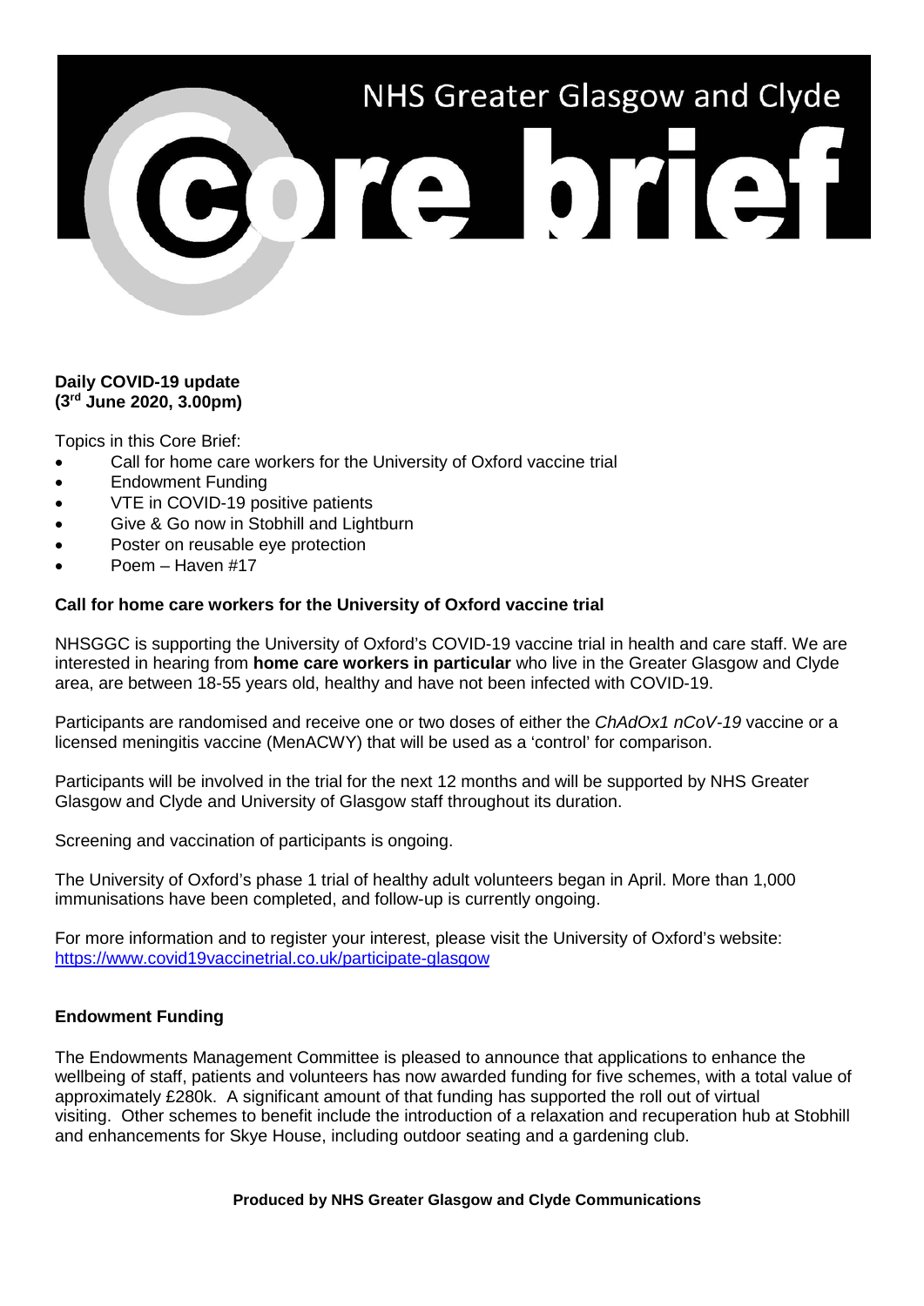NHS Greater Glasgow and Clyde

# Core brief

**Daily COVID-19 update**
**(3rd June 2020, 3.00pm)**

Topics in this Core Brief:

- Call for home care workers for the University of Oxford vaccine trial
- Endowment Funding
- VTE in COVID-19 positive patients
- Give & Go now in Stobhill and Lightburn
- Poster on reusable eye protection
- Poem – Haven #17

## Call for home care workers for the University of Oxford vaccine trial

NHSGGC is supporting the University of Oxford's COVID-19 vaccine trial in health and care staff. We are interested in hearing from **home care workers in particular** who live in the Greater Glasgow and Clyde area, are between 18-55 years old, healthy and have not been infected with COVID-19.

Participants are randomised and receive one or two doses of either the *ChAdOx1 nCoV-19* vaccine or a licensed meningitis vaccine (MenACWY) that will be used as a 'control' for comparison.

Participants will be involved in the trial for the next 12 months and will be supported by NHS Greater Glasgow and Clyde and University of Glasgow staff throughout its duration.

Screening and vaccination of participants is ongoing.

The University of Oxford's phase 1 trial of healthy adult volunteers began in April. More than 1,000 immunisations have been completed, and follow-up is currently ongoing.

For more information and to register your interest, please visit the University of Oxford's website: https://www.covid19vaccinetrial.co.uk/participate-glasgow

## Endowment Funding

The Endowments Management Committee is pleased to announce that applications to enhance the wellbeing of staff, patients and volunteers has now awarded funding for five schemes, with a total value of approximately £280k. A significant amount of that funding has supported the roll out of virtual visiting. Other schemes to benefit include the introduction of a relaxation and recuperation hub at Stobhill and enhancements for Skye House, including outdoor seating and a gardening club.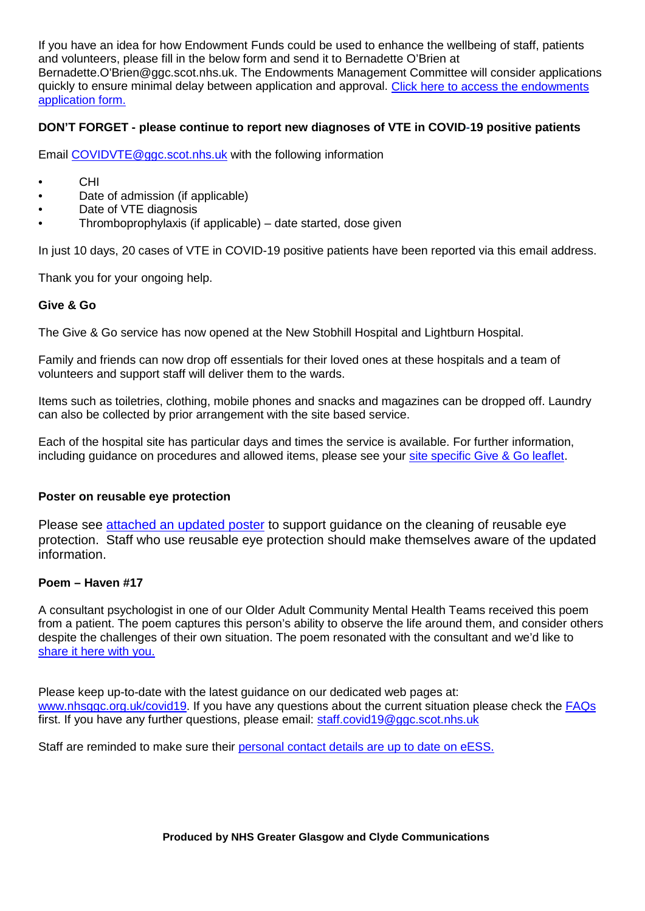If you have an idea for how Endowment Funds could be used to enhance the wellbeing of staff, patients and volunteers, please fill in the below form and send it to Bernadette O'Brien at Bernadette.O'Brien@ggc.scot.nhs.uk. The Endowments Management Committee will consider applications quickly to ensure minimal delay between application and approval. [Click here to access the endowments application form.]

**DON'T FORGET - please continue to report new diagnoses of VTE in COVID-19 positive patients**

Email COVIDVTE@ggc.scot.nhs.uk with the following information

- CHI
- Date of admission (if applicable)
- Date of VTE diagnosis
- Thromboprophylaxis (if applicable) – date started, dose given

In just 10 days, 20 cases of VTE in COVID-19 positive patients have been reported via this email address.

Thank you for your ongoing help.

**Give & Go**

The Give & Go service has now opened at the New Stobhill Hospital and Lightburn Hospital.

Family and friends can now drop off essentials for their loved ones at these hospitals and a team of volunteers and support staff will deliver them to the wards.

Items such as toiletries, clothing, mobile phones and snacks and magazines can be dropped off. Laundry can also be collected by prior arrangement with the site based service.

Each of the hospital site has particular days and times the service is available. For further information, including guidance on procedures and allowed items, please see your [site specific Give & Go leaflet].

**Poster on reusable eye protection**

Please see [attached an updated poster] to support guidance on the cleaning of reusable eye protection. Staff who use reusable eye protection should make themselves aware of the updated information.

**Poem – Haven #17**

A consultant psychologist in one of our Older Adult Community Mental Health Teams received this poem from a patient. The poem captures this person's ability to observe the life around them, and consider others despite the challenges of their own situation. The poem resonated with the consultant and we'd like to [share it here with you.]

Please keep up-to-date with the latest guidance on our dedicated web pages at: www.nhsggc.org.uk/covid19. If you have any questions about the current situation please check the [FAQs] first. If you have any further questions, please email: staff.covid19@ggc.scot.nhs.uk

Staff are reminded to make sure their [personal contact details are up to date on eESS.]

**Produced by NHS Greater Glasgow and Clyde Communications**